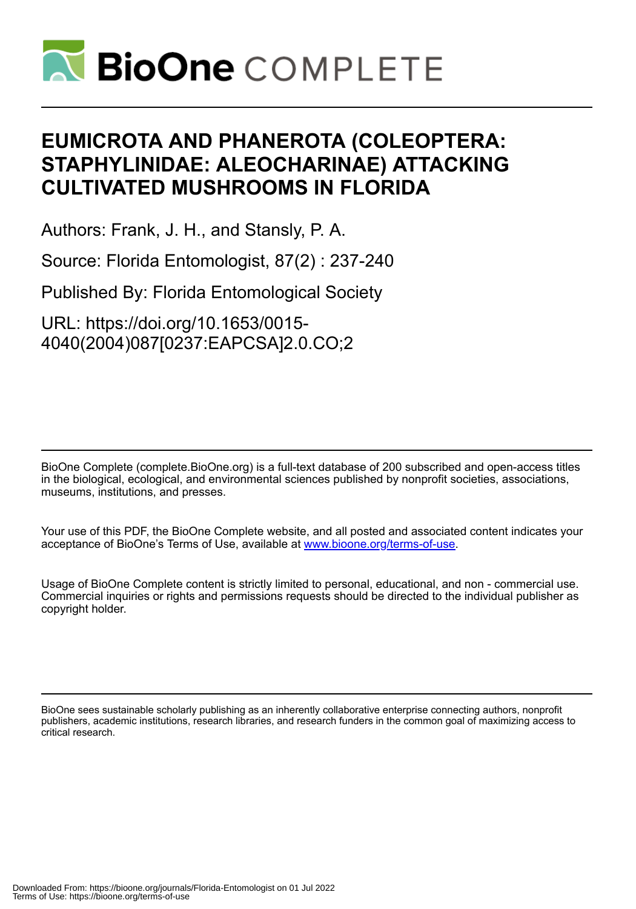# EUMICROTA AND PHANEROTA (COLEOPTERA: STAPHYLINIDAE: ALEOCHARINAE) ATTACKING CULTIVATED MUSHROOMS IN FLORIDA

Authors: Frank, J. H., and Stansly, P. A.

Source: Florida Entomologist, 87(2) : 237-240

Published By: Florida Entomological Society

URL: https://doi.org/10.1653/0015-4040(2004)087[0237:EAPCSA]2.0.CO;2

---

BioOne Complete (complete.BioOne.org) is a full-text database of 200 subscribed and open-access titles in the biological, ecological, and environmental sciences published by nonprofit societies, associations, museums, institutions, and presses.

Your use of this PDF, the BioOne Complete website, and all posted and associated content indicates your acceptance of BioOne's Terms of Use, available at www.bioone.org/terms-of-use.

Usage of BioOne Complete content is strictly limited to personal, educational, and non - commercial use. Commercial inquiries or rights and permissions requests should be directed to the individual publisher as copyright holder.

---

BioOne sees sustainable scholarly publishing as an inherently collaborative enterprise connecting authors, nonprofit publishers, academic institutions, research libraries, and research funders in the common goal of maximizing access to critical research.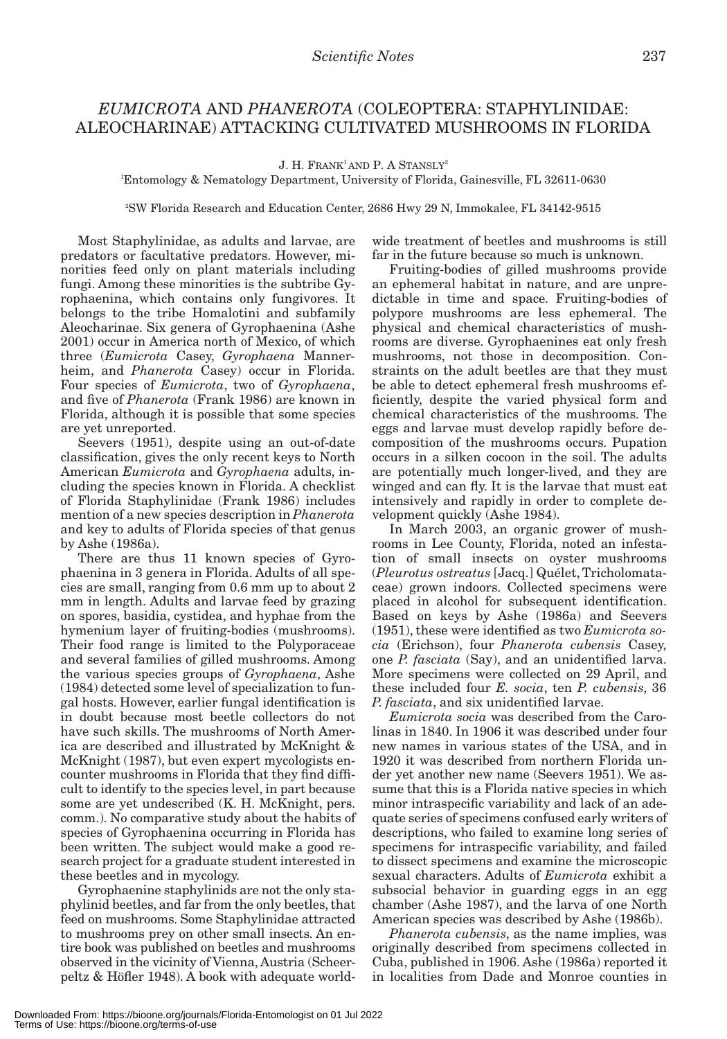# *EUMICROTA* AND *PHANEROTA* (COLEOPTERA: STAPHYLINIDAE: ALEOCHARINAE) ATTACKING CULTIVATED MUSHROOMS IN FLORIDA

J. H. FRANK[1] AND P. A STANSLY[2]

[1]Entomology & Nematology Department, University of Florida, Gainesville, FL 32611-0630

[2]SW Florida Research and Education Center, 2686 Hwy 29 N, Immokalee, FL 34142-9515

Most Staphylinidae, as adults and larvae, are predators or facultative predators. However, minorities feed only on plant materials including fungi. Among these minorities is the subtribe Gyrophaenina, which contains only fungivores. It belongs to the tribe Homalotini and subfamily Aleocharinae. Six genera of Gyrophaenina (Ashe 2001) occur in America north of Mexico, of which three (*Eumicrota* Casey, *Gyrophaena* Mannerheim, and *Phanerota* Casey) occur in Florida. Four species of *Eumicrota*, two of *Gyrophaena*, and five of *Phanerota* (Frank 1986) are known in Florida, although it is possible that some species are yet unreported.

Seevers (1951), despite using an out-of-date classification, gives the only recent keys to North American *Eumicrota* and *Gyrophaena* adults, including the species known in Florida. A checklist of Florida Staphylinidae (Frank 1986) includes mention of a new species description in *Phanerota* and key to adults of Florida species of that genus by Ashe (1986a).

There are thus 11 known species of Gyrophaenina in 3 genera in Florida. Adults of all species are small, ranging from 0.6 mm up to about 2 mm in length. Adults and larvae feed by grazing on spores, basidia, cystidea, and hyphae from the hymenium layer of fruiting-bodies (mushrooms). Their food range is limited to the Polyporaceae and several families of gilled mushrooms. Among the various species groups of *Gyrophaena*, Ashe (1984) detected some level of specialization to fungal hosts. However, earlier fungal identification is in doubt because most beetle collectors do not have such skills. The mushrooms of North America are described and illustrated by McKnight & McKnight (1987), but even expert mycologists encounter mushrooms in Florida that they find difficult to identify to the species level, in part because some are yet undescribed (K. H. McKnight, pers. comm.). No comparative study about the habits of species of Gyrophaenina occurring in Florida has been written. The subject would make a good research project for a graduate student interested in these beetles and in mycology.

Gyrophaenine staphylinids are not the only staphylinid beetles, and far from the only beetles, that feed on mushrooms. Some Staphylinidae attracted to mushrooms prey on other small insects. An entire book was published on beetles and mushrooms observed in the vicinity of Vienna, Austria (Scheerpeltz & Höfler 1948). A book with adequate world-wide treatment of beetles and mushrooms is still far in the future because so much is unknown.

Fruiting-bodies of gilled mushrooms provide an ephemeral habitat in nature, and are unpredictable in time and space. Fruiting-bodies of polypore mushrooms are less ephemeral. The physical and chemical characteristics of mushrooms are diverse. Gyrophaenines eat only fresh mushrooms, not those in decomposition. Constraints on the adult beetles are that they must be able to detect ephemeral fresh mushrooms efficiently, despite the varied physical form and chemical characteristics of the mushrooms. The eggs and larvae must develop rapidly before decomposition of the mushrooms occurs. Pupation occurs in a silken cocoon in the soil. The adults are potentially much longer-lived, and they are winged and can fly. It is the larvae that must eat intensively and rapidly in order to complete development quickly (Ashe 1984).

In March 2003, an organic grower of mushrooms in Lee County, Florida, noted an infestation of small insects on oyster mushrooms (*Pleurotus ostreatus* [Jacq.] Quélet, Tricholomataceae) grown indoors. Collected specimens were placed in alcohol for subsequent identification. Based on keys by Ashe (1986a) and Seevers (1951), these were identified as two *Eumicrota socia* (Erichson), four *Phanerota cubensis* Casey, one *P. fasciata* (Say), and an unidentified larva. More specimens were collected on 29 April, and these included four *E. socia*, ten *P. cubensis*, 36 *P. fasciata*, and six unidentified larvae.

*Eumicrota socia* was described from the Carolinas in 1840. In 1906 it was described under four new names in various states of the USA, and in 1920 it was described from northern Florida under yet another new name (Seevers 1951). We assume that this is a Florida native species in which minor intraspecific variability and lack of an adequate series of specimens confused early writers of descriptions, who failed to examine long series of specimens for intraspecific variability, and failed to dissect specimens and examine the microscopic sexual characters. Adults of *Eumicrota* exhibit a subsocial behavior in guarding eggs in an egg chamber (Ashe 1987), and the larva of one North American species was described by Ashe (1986b).

*Phanerota cubensis*, as the name implies, was originally described from specimens collected in Cuba, published in 1906. Ashe (1986a) reported it in localities from Dade and Monroe counties in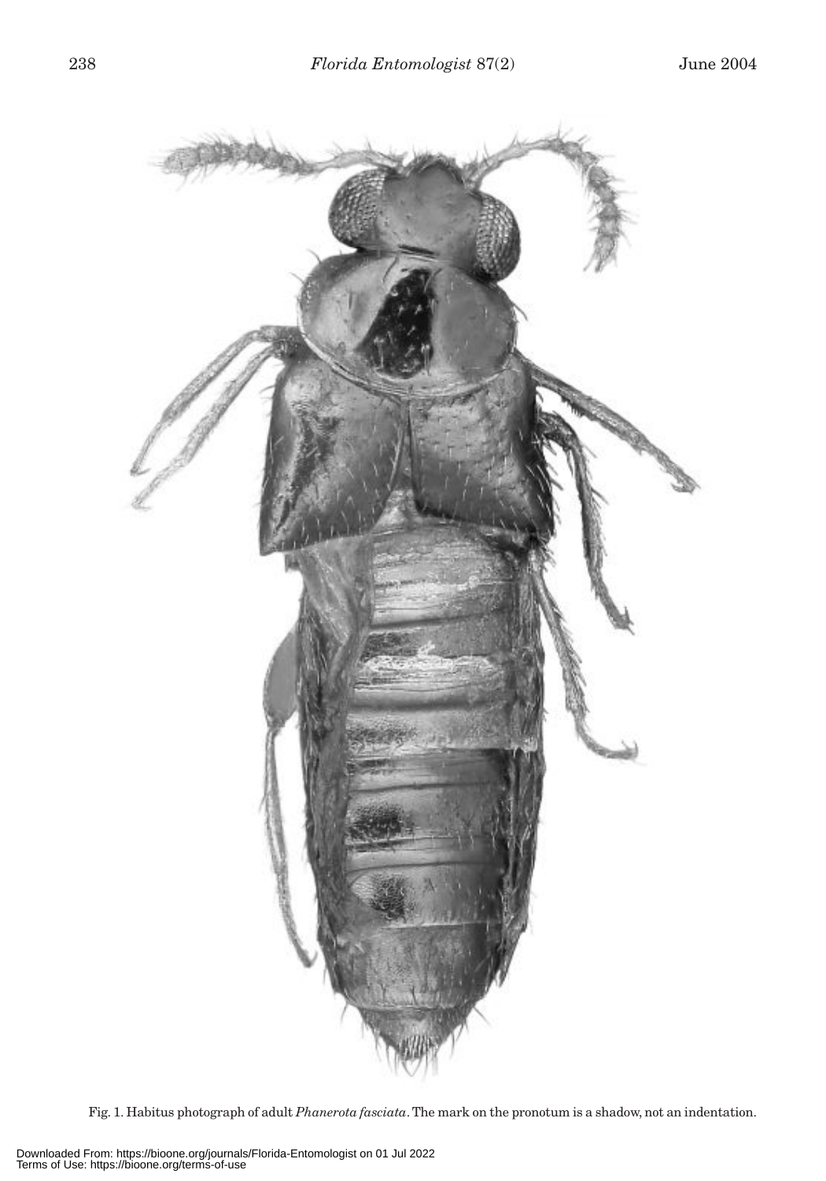Fig. 1. Habitus photograph of adult *Phanerota fasciata*. The mark on the pronotum is a shadow, not an indentation.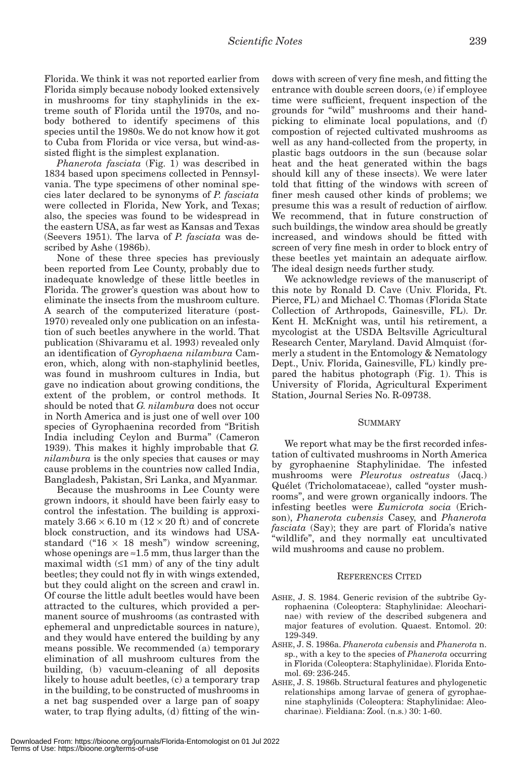Florida. We think it was not reported earlier from Florida simply because nobody looked extensively in mushrooms for tiny staphylinids in the extreme south of Florida until the 1970s, and nobody bothered to identify specimens of this species until the 1980s. We do not know how it got to Cuba from Florida or vice versa, but wind-assisted flight is the simplest explanation.

*Phanerota fasciata* (Fig. 1) was described in 1834 based upon specimens collected in Pennsylvania. The type specimens of other nominal species later declared to be synonyms of *P. fasciata* were collected in Florida, New York, and Texas; also, the species was found to be widespread in the eastern USA, as far west as Kansas and Texas (Seevers 1951). The larva of *P. fasciata* was described by Ashe (1986b).

None of these three species has previously been reported from Lee County, probably due to inadequate knowledge of these little beetles in Florida. The grower's question was about how to eliminate the insects from the mushroom culture. A search of the computerized literature (post-1970) revealed only one publication on an infestation of such beetles anywhere in the world. That publication (Shivaramu et al. 1993) revealed only an identification of *Gyrophaena nilambura* Cameron, which, along with non-staphylinid beetles, was found in mushroom cultures in India, but gave no indication about growing conditions, the extent of the problem, or control methods. It should be noted that *G. nilambura* does not occur in North America and is just one of well over 100 species of Gyrophaenina recorded from "British India including Ceylon and Burma" (Cameron 1939). This makes it highly improbable that *G. nilambura* is the only species that causes or may cause problems in the countries now called India, Bangladesh, Pakistan, Sri Lanka, and Myanmar.

Because the mushrooms in Lee County were grown indoors, it should have been fairly easy to control the infestation. The building is approximately $3.66 \times 6.10$ m ($12 \times 20$ ft) and of concrete block construction, and its windows had USA-standard ("$16 \times 18$ mesh") window screening, whose openings are ≈1.5 mm, thus larger than the maximal width (≤1 mm) of any of the tiny adult beetles; they could not fly in with wings extended, but they could alight on the screen and crawl in. Of course the little adult beetles would have been attracted to the cultures, which provided a permanent source of mushrooms (as contrasted with ephemeral and unpredictable sources in nature), and they would have entered the building by any means possible. We recommended (a) temporary elimination of all mushroom cultures from the building, (b) vacuum-cleaning of all deposits likely to house adult beetles, (c) a temporary trap in the building, to be constructed of mushrooms in a net bag suspended over a large pan of soapy water, to trap flying adults, (d) fitting of the windows with screen of very fine mesh, and fitting the entrance with double screen doors, (e) if employee time were sufficient, frequent inspection of the grounds for "wild" mushrooms and their hand-picking to eliminate local populations, and (f) compostion of rejected cultivated mushrooms as well as any hand-collected from the property, in plastic bags outdoors in the sun (because solar heat and the heat generated within the bags should kill any of these insects). We were later told that fitting of the windows with screen of finer mesh caused other kinds of problems; we presume this was a result of reduction of airflow. We recommend, that in future construction of such buildings, the window area should be greatly increased, and windows should be fitted with screen of very fine mesh in order to block entry of these beetles yet maintain an adequate airflow. The ideal design needs further study.

We acknowledge reviews of the manuscript of this note by Ronald D. Cave (Univ. Florida, Ft. Pierce, FL) and Michael C. Thomas (Florida State Collection of Arthropods, Gainesville, FL). Dr. Kent H. McKnight was, until his retirement, a mycologist at the USDA Beltsville Agricultural Research Center, Maryland. David Almquist (formerly a student in the Entomology & Nematology Dept., Univ. Florida, Gainesville, FL) kindly prepared the habitus photograph (Fig. 1). This is University of Florida, Agricultural Experiment Station, Journal Series No. R-09738.

## SUMMARY

We report what may be the first recorded infestation of cultivated mushrooms in North America by gyrophaenine Staphylinidae. The infested mushrooms were *Pleurotus ostreatus* (Jacq.) Quélet (Tricholomataceae), called "oyster mushrooms", and were grown organically indoors. The infesting beetles were *Eumicrota socia* (Erichson), *Phanerota cubensis* Casey, and *Phanerota fasciata* (Say); they are part of Florida's native "wildlife", and they normally eat uncultivated wild mushrooms and cause no problem.

## REFERENCES CITED

ASHE, J. S. 1984. Generic revision of the subtribe Gyrophaenina (Coleoptera: Staphylinidae: Aleocharinae) with review of the described subgenera and major features of evolution. Quaest. Entomol. 20: 129-349.

ASHE, J. S. 1986a. *Phanerota cubensis* and *Phanerota* n. sp., with a key to the species of *Phanerota* occurring in Florida (Coleoptera: Staphylinidae). Florida Entomol. 69: 236-245.

ASHE, J. S. 1986b. Structural features and phylogenetic relationships among larvae of genera of gyrophaenine staphylinids (Coleoptera: Staphylinidae: Aleocharinae). Fieldiana: Zool. (n.s.) 30: 1-60.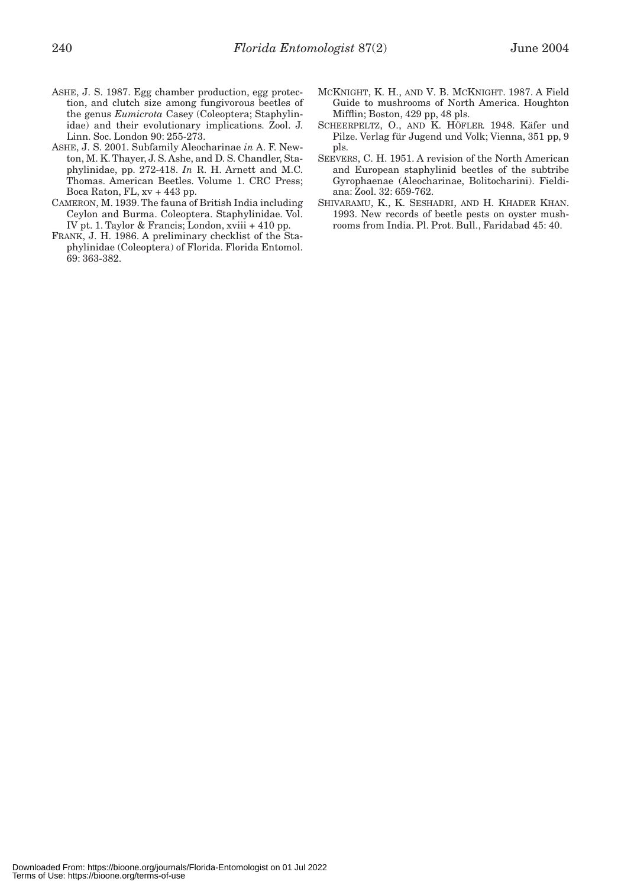ASHE, J. S. 1987. Egg chamber production, egg protection, and clutch size among fungivorous beetles of the genus *Eumicrota* Casey (Coleoptera; Staphylinidae) and their evolutionary implications. Zool. J. Linn. Soc. London 90: 255-273.

ASHE, J. S. 2001. Subfamily Aleocharinae *in* A. F. Newton, M. K. Thayer, J. S. Ashe, and D. S. Chandler, Staphylinidae, pp. 272-418. *In* R. H. Arnett and M.C. Thomas. American Beetles. Volume 1. CRC Press; Boca Raton, FL, xv + 443 pp.

CAMERON, M. 1939. The fauna of British India including Ceylon and Burma. Coleoptera. Staphylinidae. Vol. IV pt. 1. Taylor & Francis; London, xviii + 410 pp.

FRANK, J. H. 1986. A preliminary checklist of the Staphylinidae (Coleoptera) of Florida. Florida Entomol. 69: 363-382.

MCKNIGHT, K. H., AND V. B. MCKNIGHT. 1987. A Field Guide to mushrooms of North America. Houghton Mifflin; Boston, 429 pp, 48 pls.

SCHEERPELTZ, O., AND K. HÖFLER. 1948. Käfer und Pilze. Verlag für Jugend und Volk; Vienna, 351 pp, 9 pls.

SEEVERS, C. H. 1951. A revision of the North American and European staphylinid beetles of the subtribe Gyrophaenae (Aleocharinae, Bolitocharini). Fieldiana: Zool. 32: 659-762.

SHIVARAMU, K., K. SESHADRI, AND H. KHADER KHAN. 1993. New records of beetle pests on oyster mushrooms from India. Pl. Prot. Bull., Faridabad 45: 40.